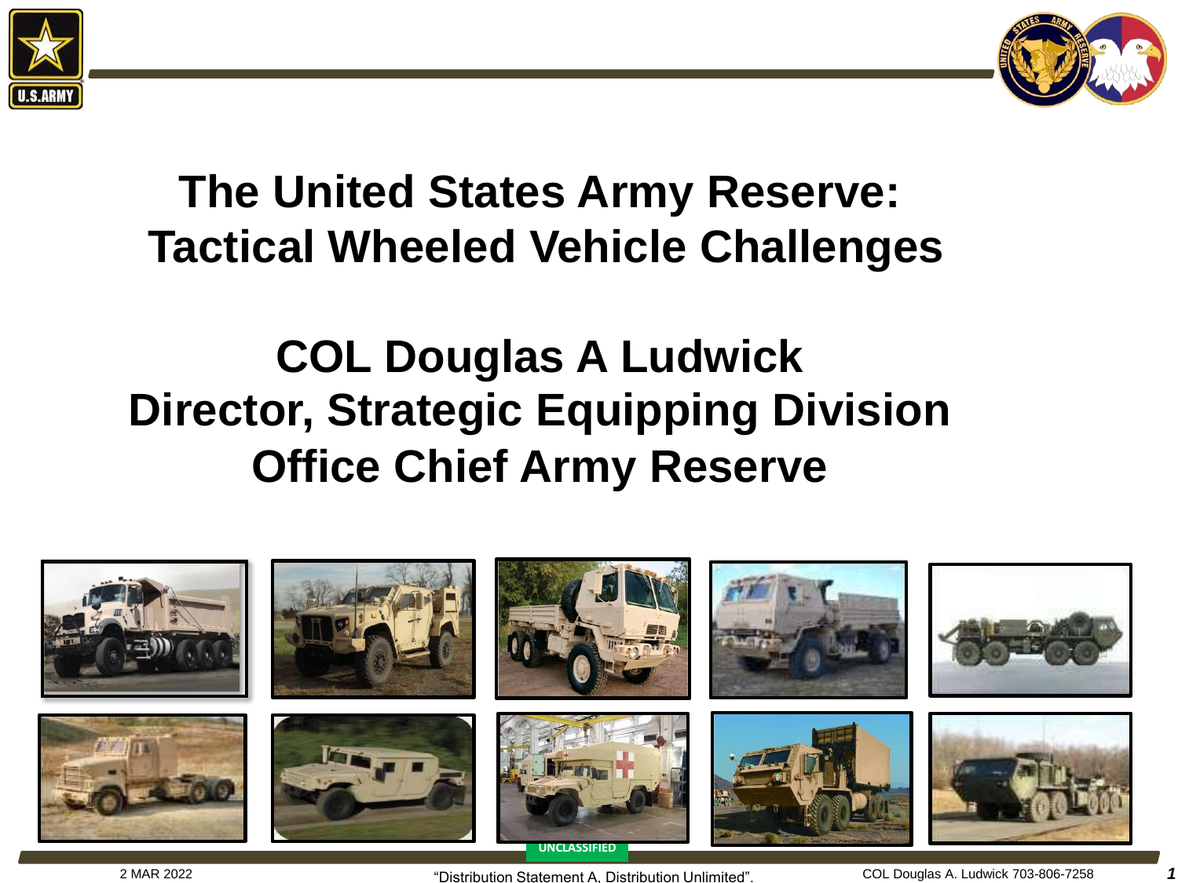# The United States Army Reserve: Tactical Wheeled Vehicle Challenges

## COL Douglas A Ludwick
## Director, Strategic Equipping Division
## Office Chief Army Reserve

UNCLASSIFIED

2 MAR 2022

"Distribution Statement A, Distribution Unlimited".

COL Douglas A. Ludwick 703-806-7258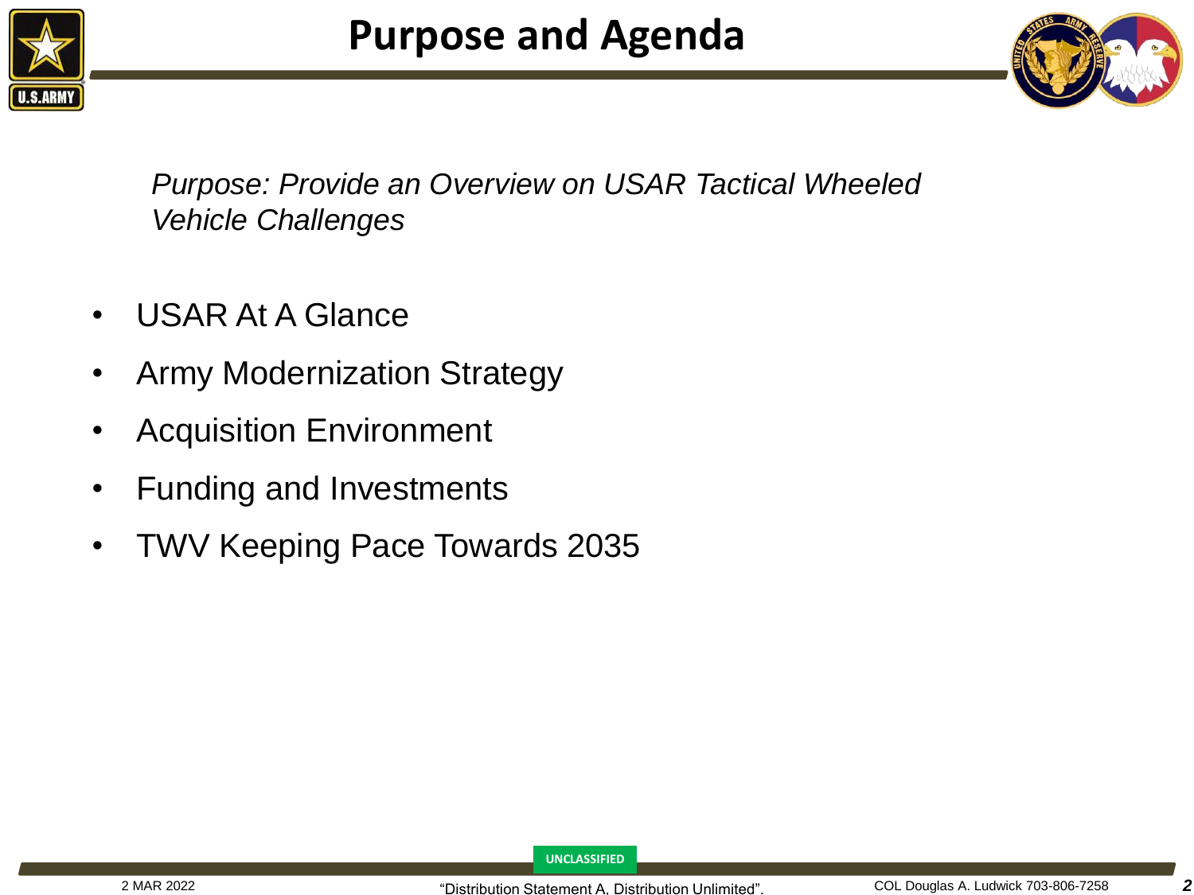# Purpose and Agenda

*Purpose: Provide an Overview on USAR Tactical Wheeled Vehicle Challenges*

- USAR At A Glance
- Army Modernization Strategy
- Acquisition Environment
- Funding and Investments
- TWV Keeping Pace Towards 2035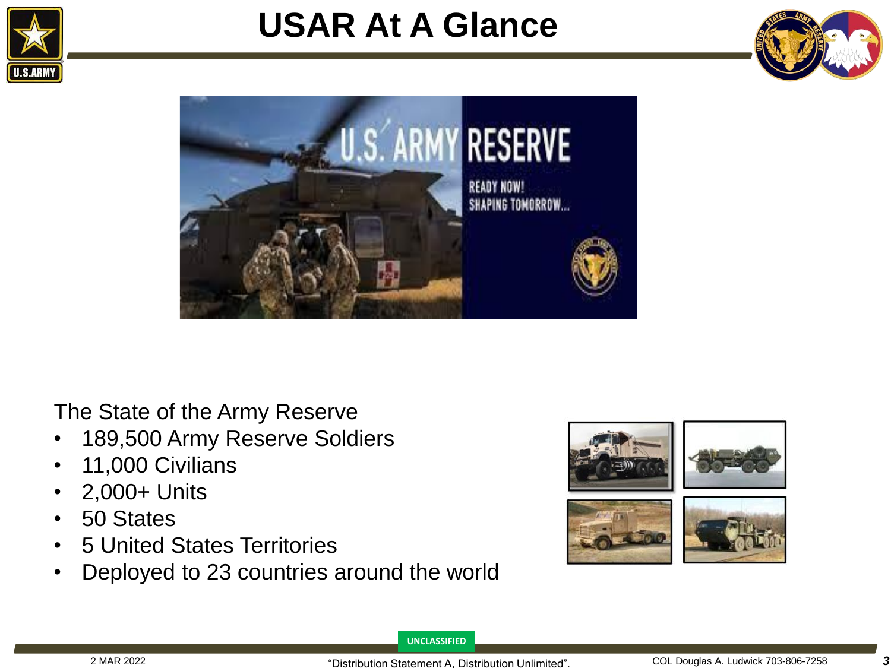# USAR At A Glance

The State of the Army Reserve

- 189,500 Army Reserve Soldiers
- 11,000 Civilians
- 2,000+ Units
- 50 States
- 5 United States Territories
- Deployed to 23 countries around the world

UNCLASSIFIED

2 MAR 2022

"Distribution Statement A, Distribution Unlimited".

COL Douglas A. Ludwick 703-806-7258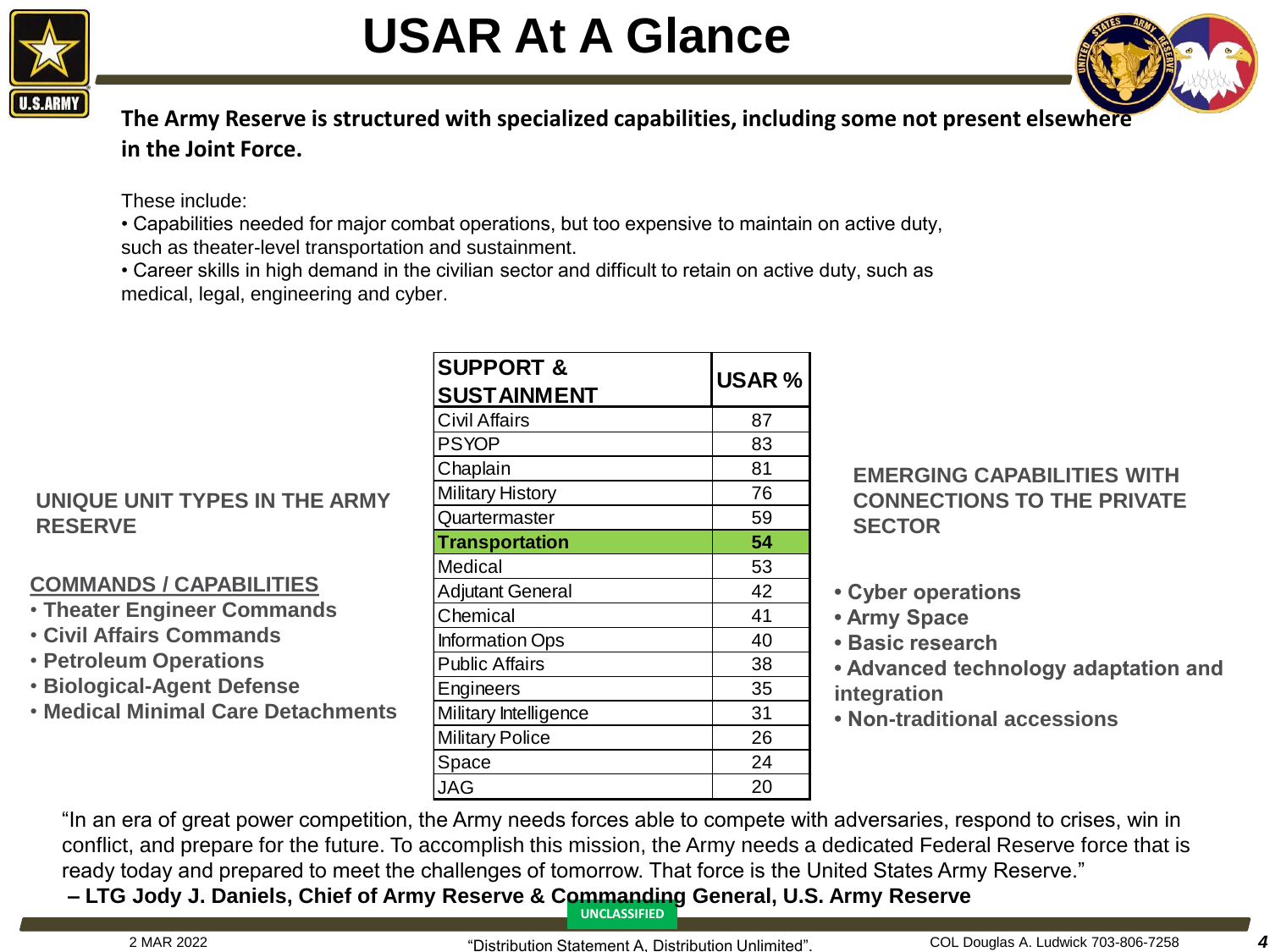# USAR At A Glance

**The Army Reserve is structured with specialized capabilities, including some not present elsewhere in the Joint Force.**

These include:

- Capabilities needed for major combat operations, but too expensive to maintain on active duty, such as theater-level transportation and sustainment.
- Career skills in high demand in the civilian sector and difficult to retain on active duty, such as medical, legal, engineering and cyber.

## UNIQUE UNIT TYPES IN THE ARMY RESERVE

**COMMANDS / CAPABILITIES**

- **Theater Engineer Commands**
- **Civil Affairs Commands**
- **Petroleum Operations**
- **Biological-Agent Defense**
- **Medical Minimal Care Detachments**

| SUPPORT & SUSTAINMENT | USAR % |
|---|---|
| Civil Affairs | 87 |
| PSYOP | 83 |
| Chaplain | 81 |
| Military History | 76 |
| Quartermaster | 59 |
| **Transportation** | **54** |
| Medical | 53 |
| Adjutant General | 42 |
| Chemical | 41 |
| Information Ops | 40 |
| Public Affairs | 38 |
| Engineers | 35 |
| Military Intelligence | 31 |
| Military Police | 26 |
| Space | 24 |
| JAG | 20 |

## EMERGING CAPABILITIES WITH CONNECTIONS TO THE PRIVATE SECTOR

- **Cyber operations**
- **Army Space**
- **Basic research**
- **Advanced technology adaptation and integration**
- **Non-traditional accessions**

"In an era of great power competition, the Army needs forces able to compete with adversaries, respond to crises, win in conflict, and prepare for the future. To accomplish this mission, the Army needs a dedicated Federal Reserve force that is ready today and prepared to meet the challenges of tomorrow. That force is the United States Army Reserve."

**– LTG Jody J. Daniels, Chief of Army Reserve & Commanding General, U.S. Army Reserve**

UNCLASSIFIED

2 MAR 2022 "Distribution Statement A, Distribution Unlimited". COL Douglas A. Ludwick 703-806-7258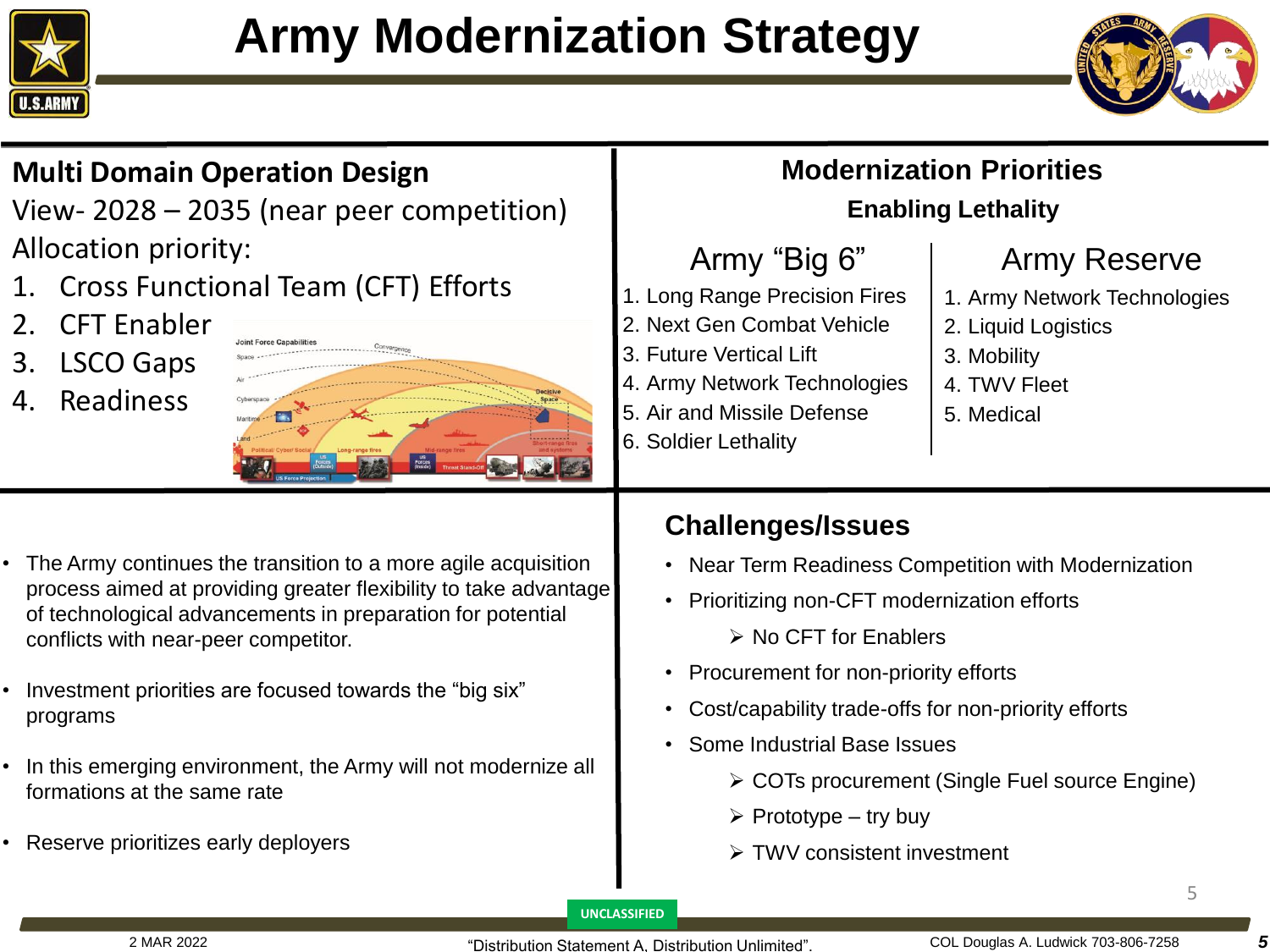# Army Modernization Strategy

## Multi Domain Operation Design

View- 2028 – 2035 (near peer competition)

Allocation priority:

1. Cross Functional Team (CFT) Efforts
2. CFT Enabler
3. LSCO Gaps
4. Readiness

## Modernization Priorities

### Enabling Lethality

**Army "Big 6"**

1. Long Range Precision Fires
2. Next Gen Combat Vehicle
3. Future Vertical Lift
4. Army Network Technologies
5. Air and Missile Defense
6. Soldier Lethality

**Army Reserve**

1. Army Network Technologies
2. Liquid Logistics
3. Mobility
4. TWV Fleet
5. Medical

- The Army continues the transition to a more agile acquisition process aimed at providing greater flexibility to take advantage of technological advancements in preparation for potential conflicts with near-peer competitor.
- Investment priorities are focused towards the "big six" programs
- In this emerging environment, the Army will not modernize all formations at the same rate
- Reserve prioritizes early deployers

## Challenges/Issues

- Near Term Readiness Competition with Modernization
- Prioritizing non-CFT modernization efforts
  - No CFT for Enablers
- Procurement for non-priority efforts
- Cost/capability trade-offs for non-priority efforts
- Some Industrial Base Issues
  - COTs procurement (Single Fuel source Engine)
  - Prototype – try buy
  - TWV consistent investment

UNCLASSIFIED

2 MAR 2022 "Distribution Statement A, Distribution Unlimited". COL Douglas A. Ludwick 703-806-7258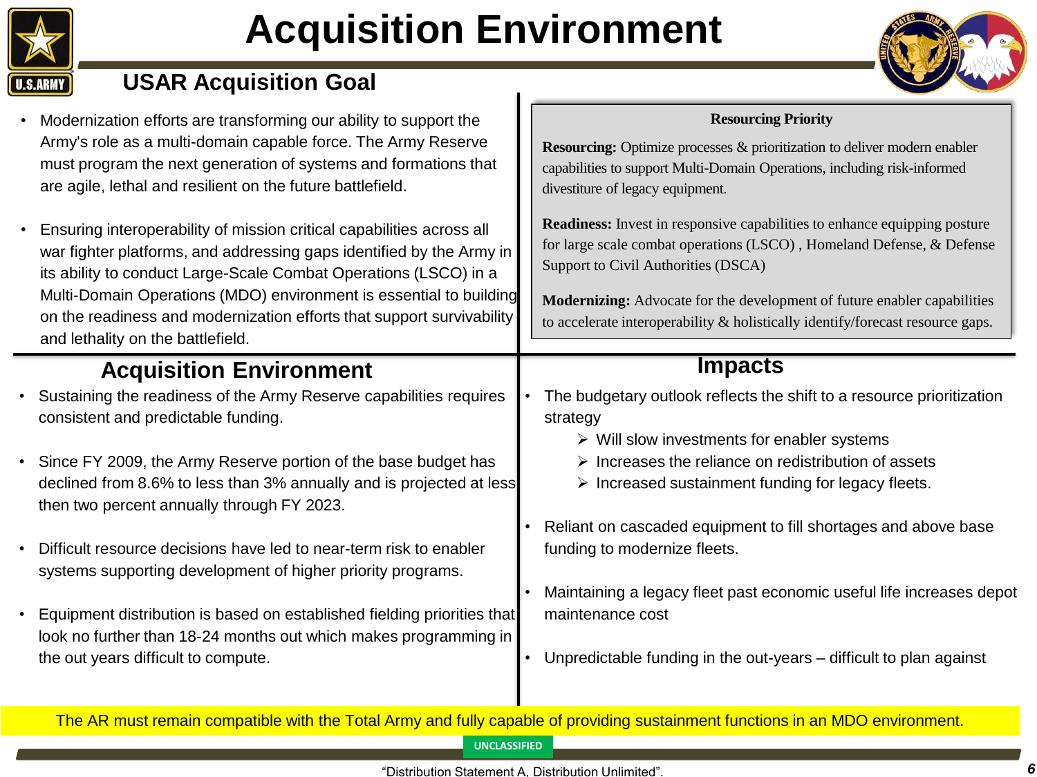# Acquisition Environment

## USAR Acquisition Goal

- Modernization efforts are transforming our ability to support the Army's role as a multi-domain capable force. The Army Reserve must program the next generation of systems and formations that are agile, lethal and resilient on the future battlefield.
- Ensuring interoperability of mission critical capabilities across all war fighter platforms, and addressing gaps identified by the Army in its ability to conduct Large-Scale Combat Operations (LSCO) in a Multi-Domain Operations (MDO) environment is essential to building on the readiness and modernization efforts that support survivability and lethality on the battlefield.

### Resourcing Priority

**Resourcing:** Optimize processes & prioritization to deliver modern enabler capabilities to support Multi-Domain Operations, including risk-informed divestiture of legacy equipment.

**Readiness:** Invest in responsive capabilities to enhance equipping posture for large scale combat operations (LSCO) , Homeland Defense, & Defense Support to Civil Authorities (DSCA)

**Modernizing:** Advocate for the development of future enabler capabilities to accelerate interoperability & holistically identify/forecast resource gaps.

## Acquisition Environment

- Sustaining the readiness of the Army Reserve capabilities requires consistent and predictable funding.
- Since FY 2009, the Army Reserve portion of the base budget has declined from 8.6% to less than 3% annually and is projected at less then two percent annually through FY 2023.
- Difficult resource decisions have led to near-term risk to enabler systems supporting development of higher priority programs.
- Equipment distribution is based on established fielding priorities that look no further than 18-24 months out which makes programming in the out years difficult to compute.

## Impacts

- The budgetary outlook reflects the shift to a resource prioritization strategy
  - Will slow investments for enabler systems
  - Increases the reliance on redistribution of assets
  - Increased sustainment funding for legacy fleets.
- Reliant on cascaded equipment to fill shortages and above base funding to modernize fleets.
- Maintaining a legacy fleet past economic useful life increases depot maintenance cost
- Unpredictable funding in the out-years – difficult to plan against

The AR must remain compatible with the Total Army and fully capable of providing sustainment functions in an MDO environment.

UNCLASSIFIED

"Distribution Statement A, Distribution Unlimited".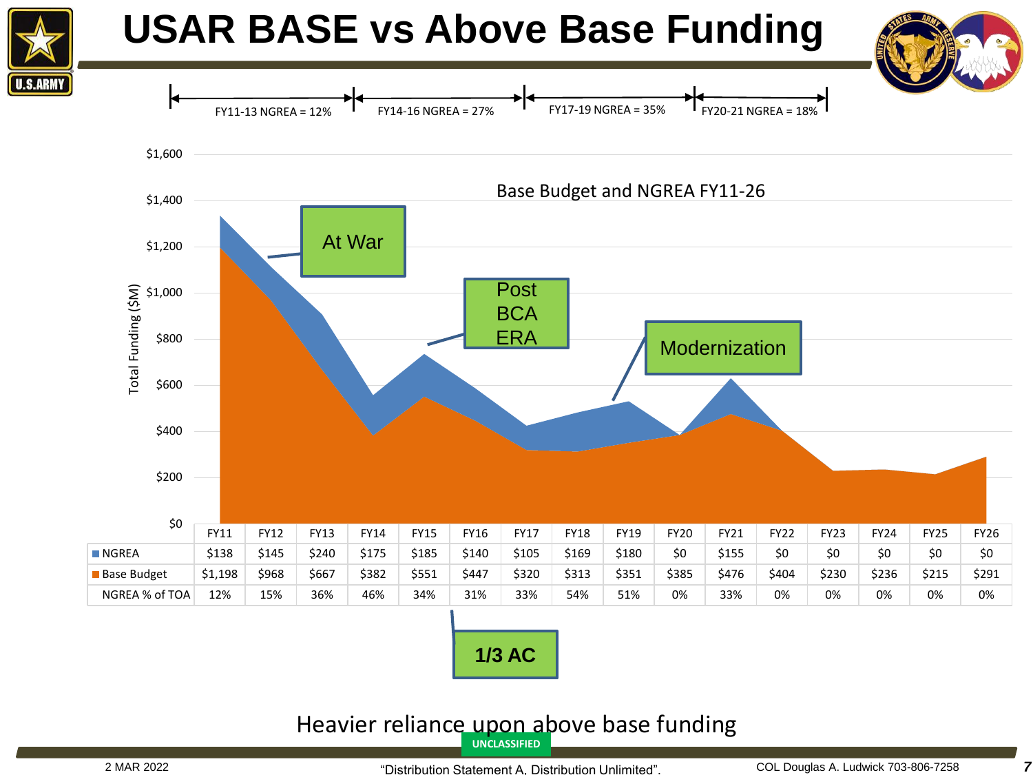# USAR BASE vs Above Base Funding

FY11-13 NGREA = 12% | FY14-16 NGREA = 27% | FY17-19 NGREA = 35% | FY20-21 NGREA = 18%

Base Budget and NGREA FY11-26

At War

Post BCA ERA

Modernization

1/3 AC

| | FY11 | FY12 | FY13 | FY14 | FY15 | FY16 | FY17 | FY18 | FY19 | FY20 | FY21 | FY22 | FY23 | FY24 | FY25 | FY26 |
|---|---|---|---|---|---|---|---|---|---|---|---|---|---|---|---|---|
| NGREA | $138 | $145 | $240 | $175 | $185 | $140 | $105 | $169 | $180 | $0 | $155 | $0 | $0 | $0 | $0 | $0 |
| Base Budget | $1,198 | $968 | $667 | $382 | $551 | $447 | $320 | $313 | $351 | $385 | $476 | $404 | $230 | $236 | $215 | $291 |
| NGREA % of TOA | 12% | 15% | 36% | 46% | 34% | 31% | 33% | 54% | 51% | 0% | 33% | 0% | 0% | 0% | 0% | 0% |

Heavier reliance upon above base funding

UNCLASSIFIED

2 MAR 2022 "Distribution Statement A, Distribution Unlimited". COL Douglas A. Ludwick 703-806-7258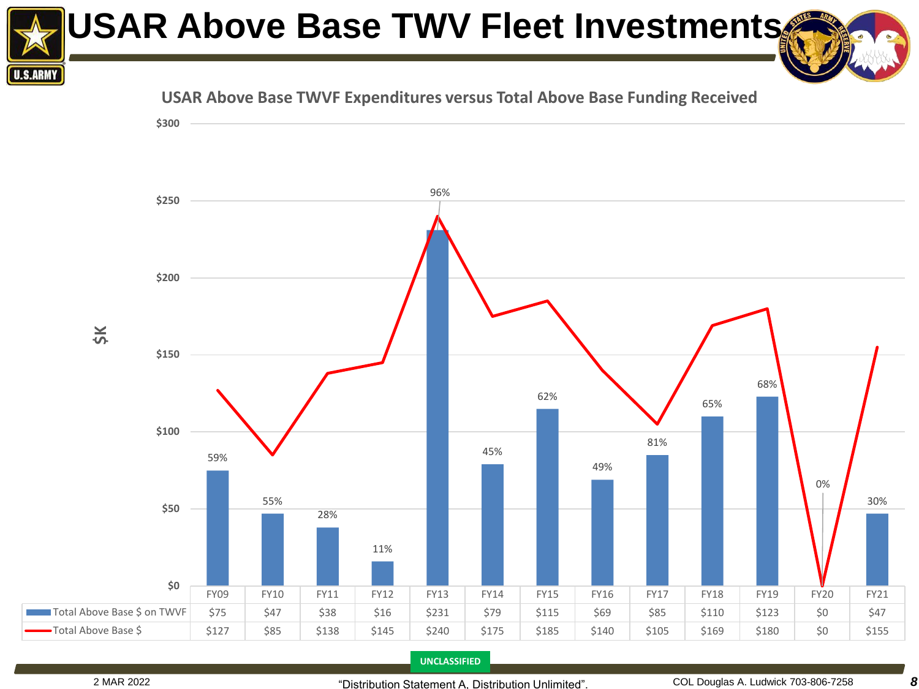# USAR Above Base TWV Fleet Investments

## USAR Above Base TWVF Expenditures versus Total Above Base Funding Received

$K

| | FY09 | FY10 | FY11 | FY12 | FY13 | FY14 | FY15 | FY16 | FY17 | FY18 | FY19 | FY20 | FY21 |
|---|---|---|---|---|---|---|---|---|---|---|---|---|---|
| Total Above Base $ on TWVF | $75 | $47 | $38 | $16 | $231 | $79 | $115 | $69 | $85 | $110 | $123 | $0 | $47 |
| Total Above Base $ | $127 | $85 | $138 | $145 | $240 | $175 | $185 | $140 | $105 | $169 | $180 | $0 | $155 |
| % | 59% | 55% | 28% | 11% | 96% | 45% | 62% | 49% | 81% | 65% | 68% | 0% | 30% |

UNCLASSIFIED

2 MAR 2022 "Distribution Statement A, Distribution Unlimited". COL Douglas A. Ludwick 703-806-7258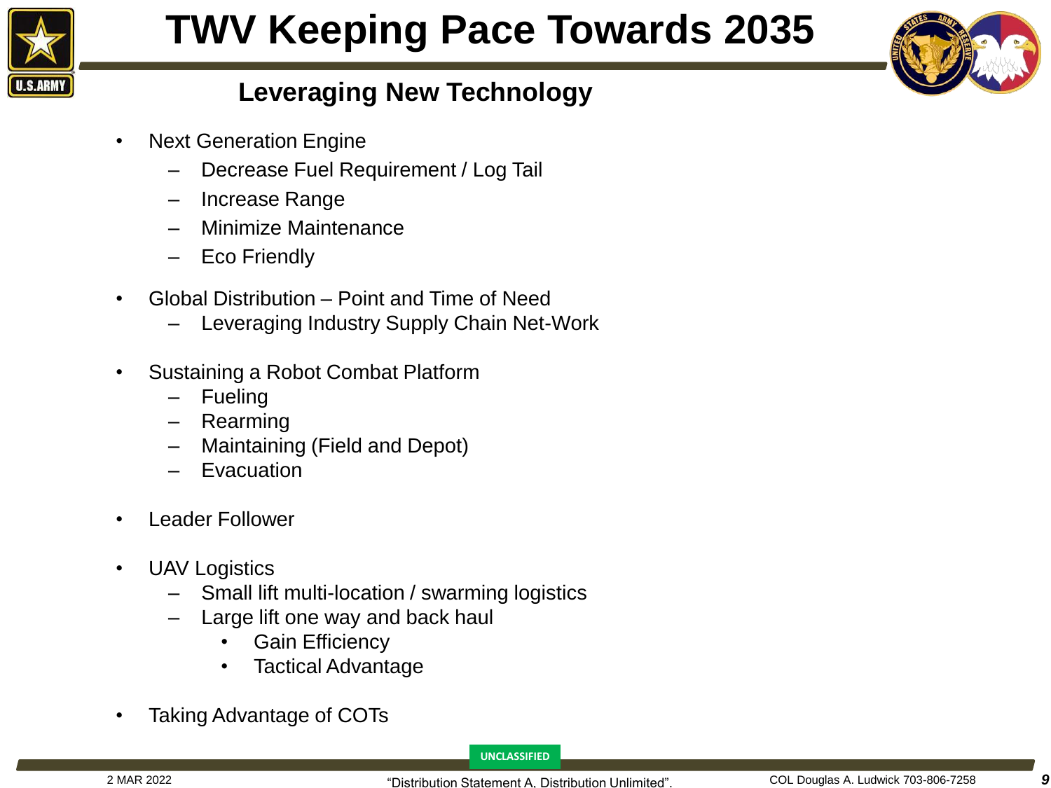# TWV Keeping Pace Towards 2035

## Leveraging New Technology

- Next Generation Engine
  - Decrease Fuel Requirement / Log Tail
  - Increase Range
  - Minimize Maintenance
  - Eco Friendly
- Global Distribution – Point and Time of Need
  - Leveraging Industry Supply Chain Net-Work
- Sustaining a Robot Combat Platform
  - Fueling
  - Rearming
  - Maintaining (Field and Depot)
  - Evacuation
- Leader Follower
- UAV Logistics
  - Small lift multi-location / swarming logistics
  - Large lift one way and back haul
    - Gain Efficiency
    - Tactical Advantage
- Taking Advantage of COTs

UNCLASSIFIED

2 MAR 2022 | "Distribution Statement A, Distribution Unlimited". | COL Douglas A. Ludwick 703-806-7258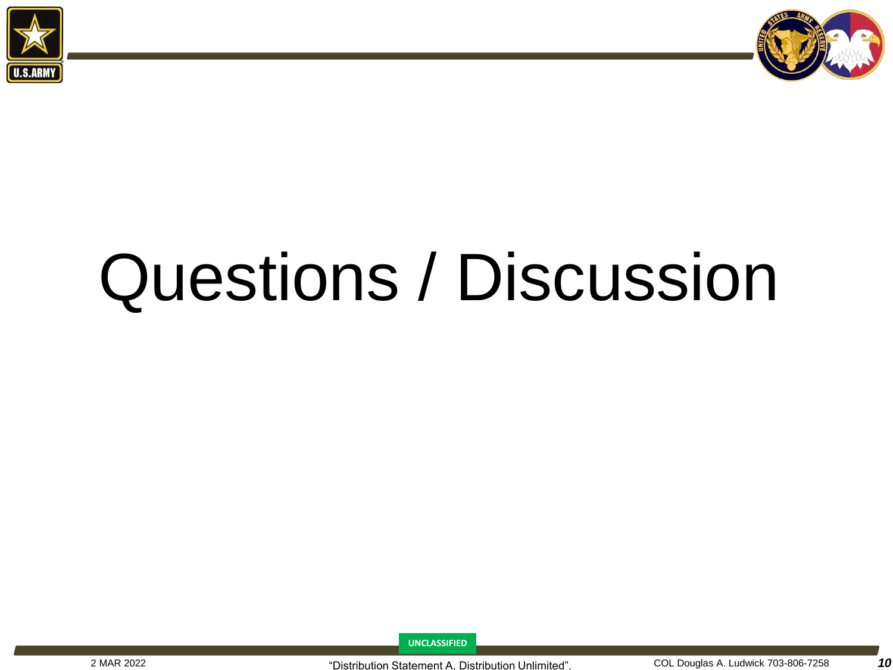# Questions / Discussion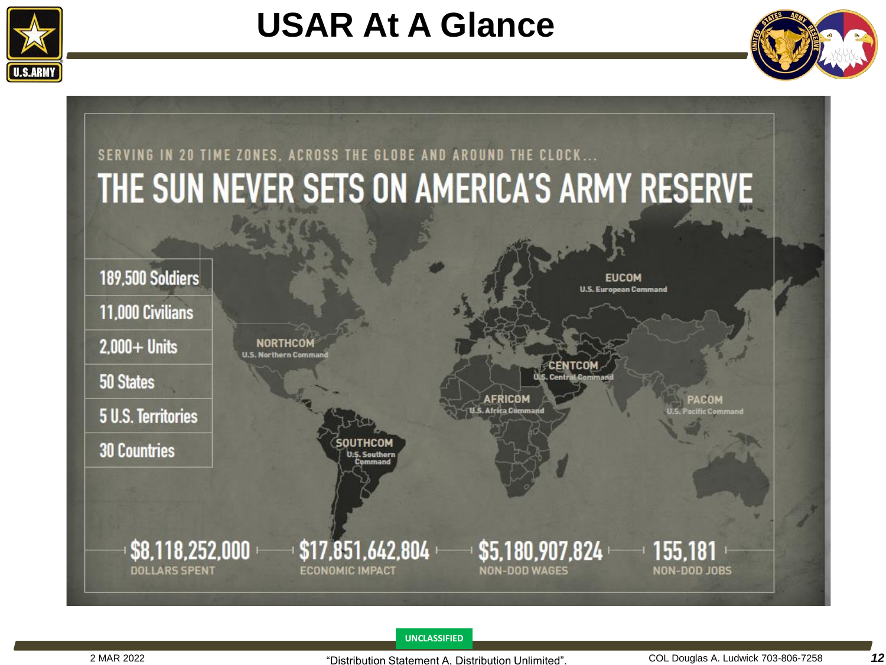# USAR At A Glance

SERVING IN 20 TIME ZONES, ACROSS THE GLOBE AND AROUND THE CLOCK...

## THE SUN NEVER SETS ON AMERICA'S ARMY RESERVE

- 189,500 Soldiers
- 11,000 Civilians
- 2,000+ Units
- 50 States
- 5 U.S. Territories
- 30 Countries

NORTHCOM U.S. Northern Command

SOUTHCOM U.S. Southern Command

EUCOM U.S. European Command

CENTCOM U.S. Central Command

AFRICOM U.S. Africa Command

PACOM U.S. Pacific Command

$8,118,252,000 DOLLARS SPENT

$17,851,642,804 ECONOMIC IMPACT

$5,180,907,824 NON-DOD WAGES

155,181 NON-DOD JOBS

UNCLASSIFIED

2 MAR 2022

"Distribution Statement A, Distribution Unlimited".

COL Douglas A. Ludwick 703-806-7258